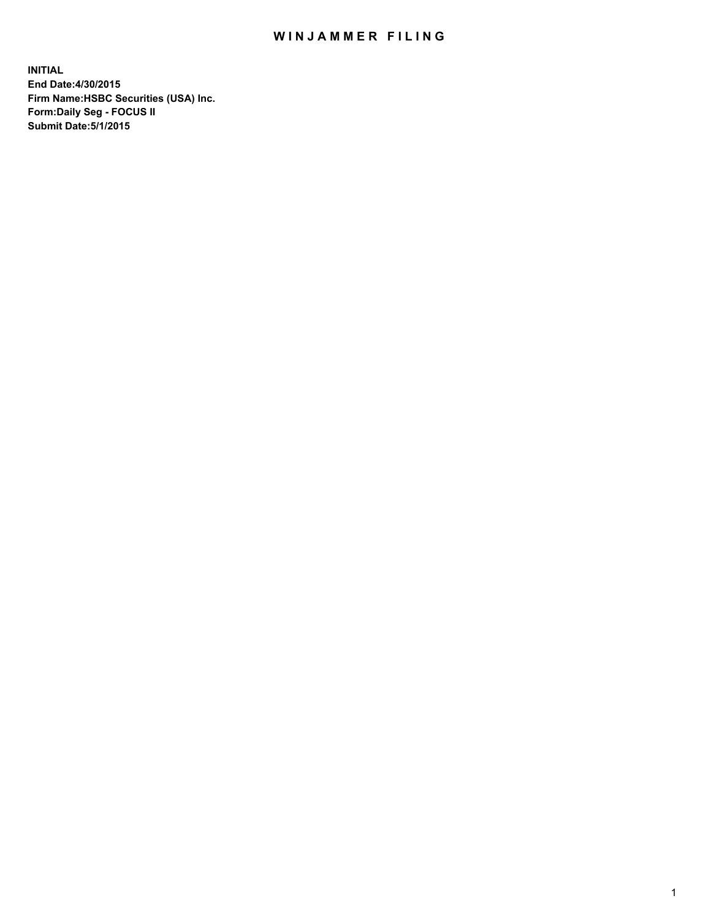# WINJAMMER FILING

**INITIAL**
**End Date:4/30/2015**
**Firm Name:HSBC Securities (USA) Inc.**
**Form:Daily Seg - FOCUS II**
**Submit Date:5/1/2015**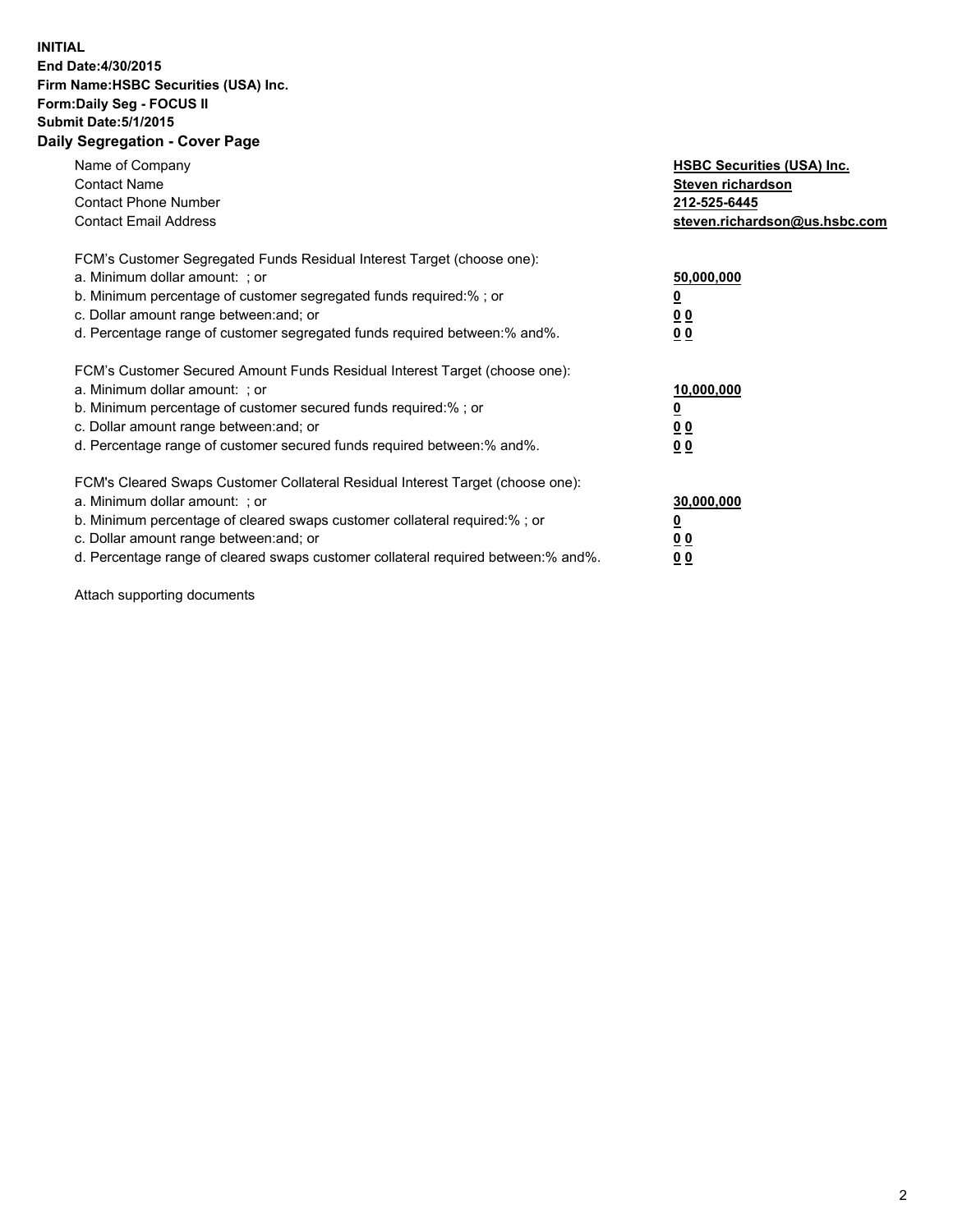**INITIAL**
**End Date:4/30/2015**
**Firm Name:HSBC Securities (USA) Inc.**
**Form:Daily Seg - FOCUS II**
**Submit Date:5/1/2015**

## Daily Segregation - Cover Page

| | |
|---|---|
| Name of Company | **HSBC Securities (USA) Inc.** |
| Contact Name | **Steven richardson** |
| Contact Phone Number | **212-525-6445** |
| Contact Email Address | **steven.richardson@us.hsbc.com** |

FCM's Customer Segregated Funds Residual Interest Target (choose one):

| | |
|---|---|
| a. Minimum dollar amount: ; or | **50,000,000** |
| b. Minimum percentage of customer segregated funds required:% ; or | **0** |
| c. Dollar amount range between:and; or | **0 0** |
| d. Percentage range of customer segregated funds required between:% and%. | **0 0** |

FCM's Customer Secured Amount Funds Residual Interest Target (choose one):

| | |
|---|---|
| a. Minimum dollar amount: ; or | **10,000,000** |
| b. Minimum percentage of customer secured funds required:% ; or | **0** |
| c. Dollar amount range between:and; or | **0 0** |
| d. Percentage range of customer secured funds required between:% and%. | **0 0** |

FCM's Cleared Swaps Customer Collateral Residual Interest Target (choose one):

| | |
|---|---|
| a. Minimum dollar amount: ; or | **30,000,000** |
| b. Minimum percentage of cleared swaps customer collateral required:% ; or | **0** |
| c. Dollar amount range between:and; or | **0 0** |
| d. Percentage range of cleared swaps customer collateral required between:% and%. | **0 0** |

Attach supporting documents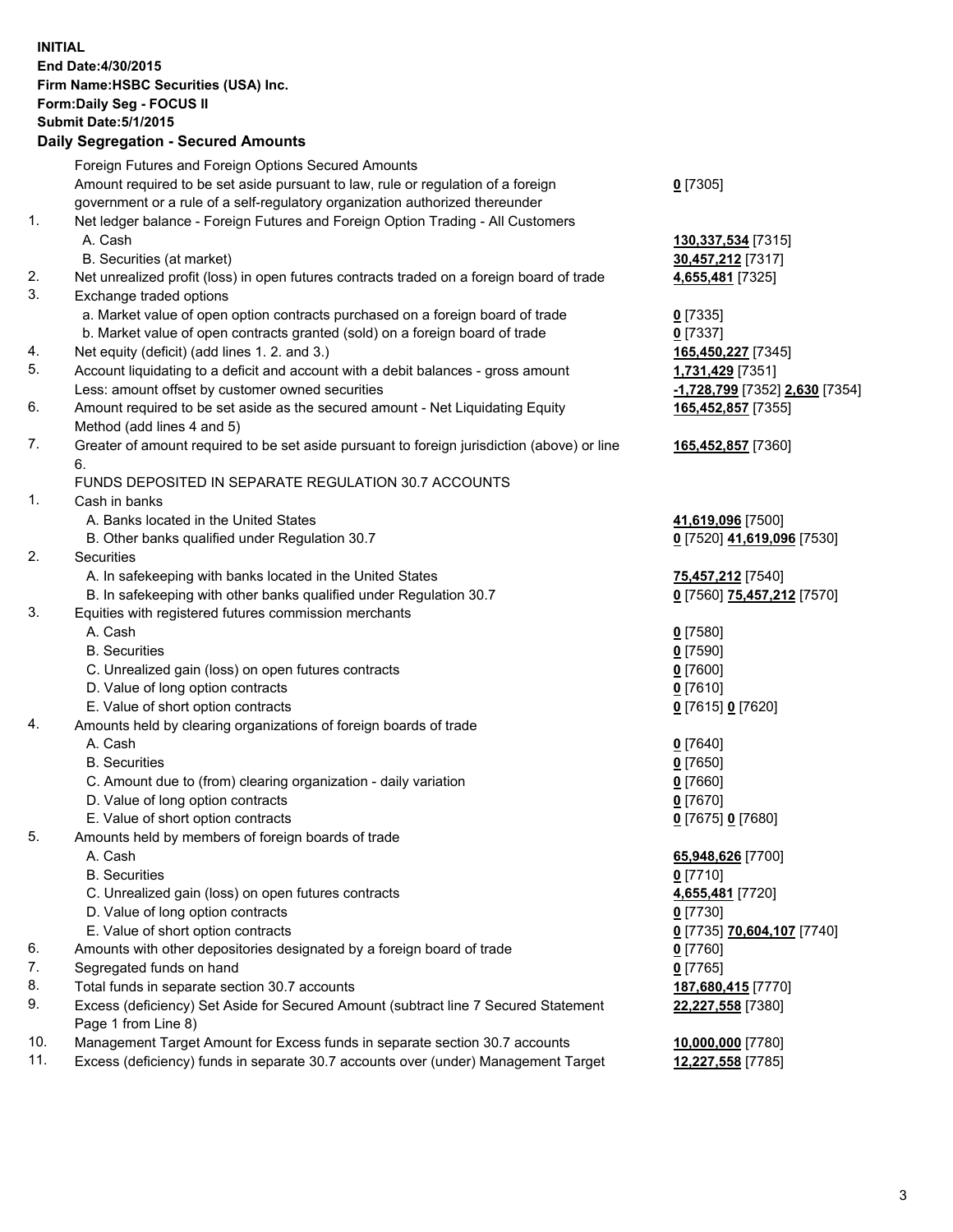**INITIAL**
**End Date:4/30/2015**
**Firm Name:HSBC Securities (USA) Inc.**
**Form:Daily Seg - FOCUS II**
**Submit Date:5/1/2015**

## Daily Segregation - Secured Amounts

| | | |
|---|---|---|
| | Foreign Futures and Foreign Options Secured Amounts | |
| | Amount required to be set aside pursuant to law, rule or regulation of a foreign government or a rule of a self-regulatory organization authorized thereunder | **0** [7305] |
| 1. | Net ledger balance - Foreign Futures and Foreign Option Trading - All Customers | |
| | A. Cash | **130,337,534** [7315] |
| | B. Securities (at market) | **30,457,212** [7317] |
| 2. | Net unrealized profit (loss) in open futures contracts traded on a foreign board of trade | **4,655,481** [7325] |
| 3. | Exchange traded options | |
| | a. Market value of open option contracts purchased on a foreign board of trade | **0** [7335] |
| | b. Market value of open contracts granted (sold) on a foreign board of trade | **0** [7337] |
| 4. | Net equity (deficit) (add lines 1. 2. and 3.) | **165,450,227** [7345] |
| 5. | Account liquidating to a deficit and account with a debit balances - gross amount | **1,731,429** [7351] |
| | Less: amount offset by customer owned securities | **-1,728,799** [7352] **2,630** [7354] |
| 6. | Amount required to be set aside as the secured amount - Net Liquidating Equity Method (add lines 4 and 5) | **165,452,857** [7355] |
| 7. | Greater of amount required to be set aside pursuant to foreign jurisdiction (above) or line 6. | **165,452,857** [7360] |
| | FUNDS DEPOSITED IN SEPARATE REGULATION 30.7 ACCOUNTS | |
| 1. | Cash in banks | |
| | A. Banks located in the United States | **41,619,096** [7500] |
| | B. Other banks qualified under Regulation 30.7 | **0** [7520] **41,619,096** [7530] |
| 2. | Securities | |
| | A. In safekeeping with banks located in the United States | **75,457,212** [7540] |
| | B. In safekeeping with other banks qualified under Regulation 30.7 | **0** [7560] **75,457,212** [7570] |
| 3. | Equities with registered futures commission merchants | |
| | A. Cash | **0** [7580] |
| | B. Securities | **0** [7590] |
| | C. Unrealized gain (loss) on open futures contracts | **0** [7600] |
| | D. Value of long option contracts | **0** [7610] |
| | E. Value of short option contracts | **0** [7615] **0** [7620] |
| 4. | Amounts held by clearing organizations of foreign boards of trade | |
| | A. Cash | **0** [7640] |
| | B. Securities | **0** [7650] |
| | C. Amount due to (from) clearing organization - daily variation | **0** [7660] |
| | D. Value of long option contracts | **0** [7670] |
| | E. Value of short option contracts | **0** [7675] **0** [7680] |
| 5. | Amounts held by members of foreign boards of trade | |
| | A. Cash | **65,948,626** [7700] |
| | B. Securities | **0** [7710] |
| | C. Unrealized gain (loss) on open futures contracts | **4,655,481** [7720] |
| | D. Value of long option contracts | **0** [7730] |
| | E. Value of short option contracts | **0** [7735] **70,604,107** [7740] |
| 6. | Amounts with other depositories designated by a foreign board of trade | **0** [7760] |
| 7. | Segregated funds on hand | **0** [7765] |
| 8. | Total funds in separate section 30.7 accounts | **187,680,415** [7770] |
| 9. | Excess (deficiency) Set Aside for Secured Amount (subtract line 7 Secured Statement Page 1 from Line 8) | **22,227,558** [7380] |
| 10. | Management Target Amount for Excess funds in separate section 30.7 accounts | **10,000,000** [7780] |
| 11. | Excess (deficiency) funds in separate 30.7 accounts over (under) Management Target | **12,227,558** [7785] |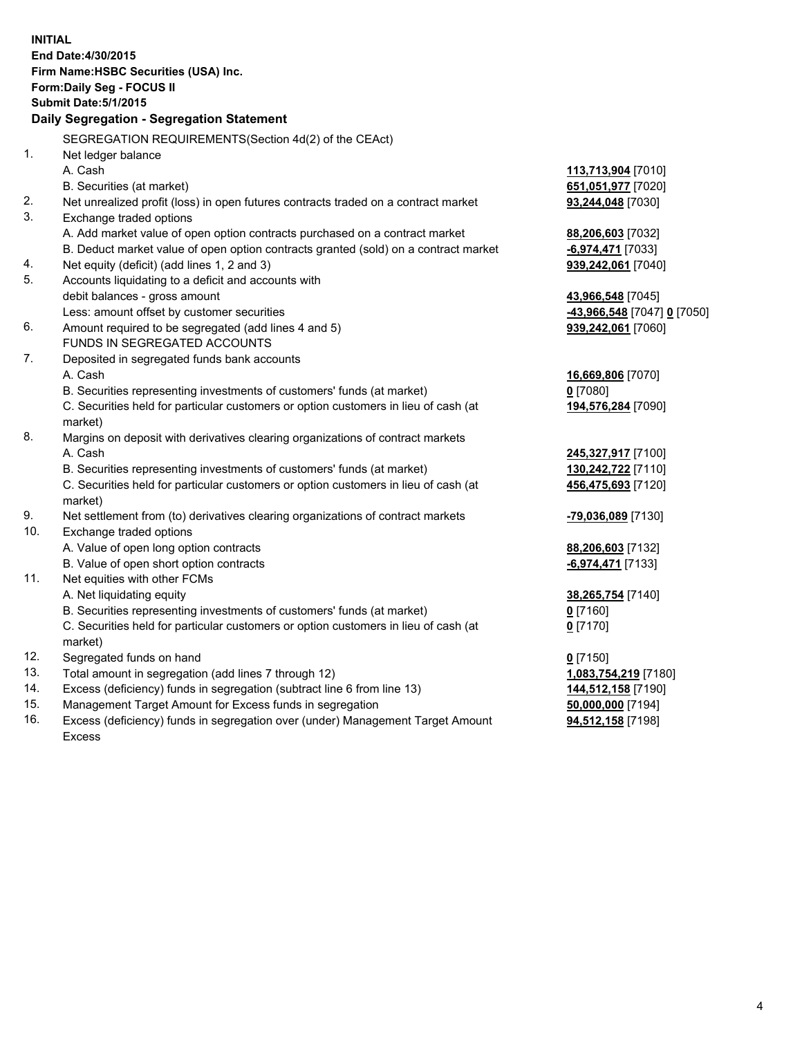**INITIAL**
**End Date:4/30/2015**
**Firm Name:HSBC Securities (USA) Inc.**
**Form:Daily Seg - FOCUS II**
**Submit Date:5/1/2015**

## Daily Segregation - Segregation Statement

SEGREGATION REQUIREMENTS(Section 4d(2) of the CEAct)

| | | |
|---|---|---|
| 1. | Net ledger balance | |
| | A. Cash | **113,713,904** [7010] |
| | B. Securities (at market) | **651,051,977** [7020] |
| 2. | Net unrealized profit (loss) in open futures contracts traded on a contract market | **93,244,048** [7030] |
| 3. | Exchange traded options | |
| | A. Add market value of open option contracts purchased on a contract market | **88,206,603** [7032] |
| | B. Deduct market value of open option contracts granted (sold) on a contract market | **-6,974,471** [7033] |
| 4. | Net equity (deficit) (add lines 1, 2 and 3) | **939,242,061** [7040] |
| 5. | Accounts liquidating to a deficit and accounts with debit balances - gross amount | **43,966,548** [7045] |
| | Less: amount offset by customer securities | **-43,966,548** [7047] **0** [7050] |
| 6. | Amount required to be segregated (add lines 4 and 5) | **939,242,061** [7060] |
| | FUNDS IN SEGREGATED ACCOUNTS | |
| 7. | Deposited in segregated funds bank accounts | |
| | A. Cash | **16,669,806** [7070] |
| | B. Securities representing investments of customers' funds (at market) | **0** [7080] |
| | C. Securities held for particular customers or option customers in lieu of cash (at market) | **194,576,284** [7090] |
| 8. | Margins on deposit with derivatives clearing organizations of contract markets | |
| | A. Cash | **245,327,917** [7100] |
| | B. Securities representing investments of customers' funds (at market) | **130,242,722** [7110] |
| | C. Securities held for particular customers or option customers in lieu of cash (at market) | **456,475,693** [7120] |
| 9. | Net settlement from (to) derivatives clearing organizations of contract markets | **-79,036,089** [7130] |
| 10. | Exchange traded options | |
| | A. Value of open long option contracts | **88,206,603** [7132] |
| | B. Value of open short option contracts | **-6,974,471** [7133] |
| 11. | Net equities with other FCMs | |
| | A. Net liquidating equity | **38,265,754** [7140] |
| | B. Securities representing investments of customers' funds (at market) | **0** [7160] |
| | C. Securities held for particular customers or option customers in lieu of cash (at market) | **0** [7170] |
| 12. | Segregated funds on hand | **0** [7150] |
| 13. | Total amount in segregation (add lines 7 through 12) | **1,083,754,219** [7180] |
| 14. | Excess (deficiency) funds in segregation (subtract line 6 from line 13) | **144,512,158** [7190] |
| 15. | Management Target Amount for Excess funds in segregation | **50,000,000** [7194] |
| 16. | Excess (deficiency) funds in segregation over (under) Management Target Amount Excess | **94,512,158** [7198] |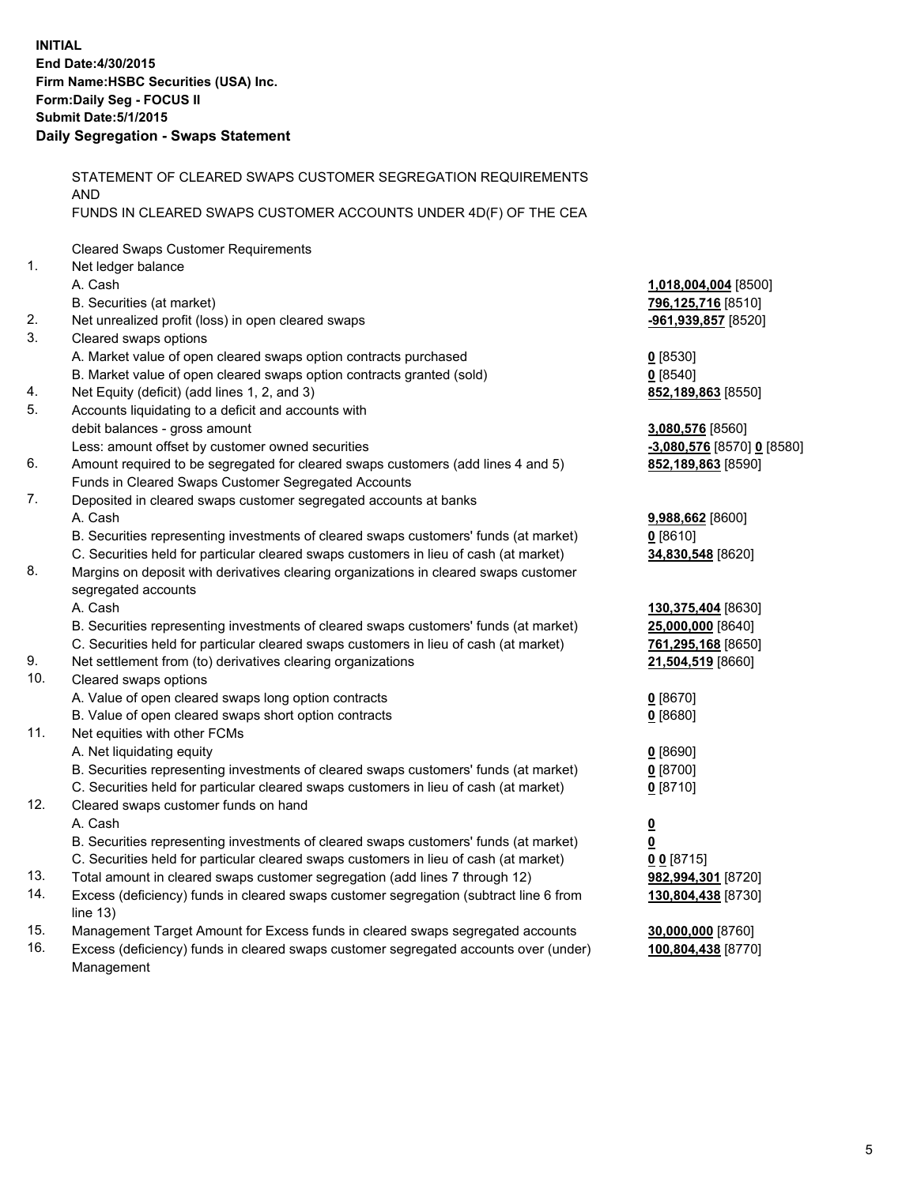**INITIAL**
**End Date:4/30/2015**
**Firm Name:HSBC Securities (USA) Inc.**
**Form:Daily Seg - FOCUS II**
**Submit Date:5/1/2015**
**Daily Segregation - Swaps Statement**

STATEMENT OF CLEARED SWAPS CUSTOMER SEGREGATION REQUIREMENTS AND FUNDS IN CLEARED SWAPS CUSTOMER ACCOUNTS UNDER 4D(F) OF THE CEA

| | | |
|---|---|---|
| | Cleared Swaps Customer Requirements | |
| 1. | Net ledger balance | |
| | A. Cash | **1,018,004,004** [8500] |
| | B. Securities (at market) | **796,125,716** [8510] |
| 2. | Net unrealized profit (loss) in open cleared swaps | **-961,939,857** [8520] |
| 3. | Cleared swaps options | |
| | A. Market value of open cleared swaps option contracts purchased | **0** [8530] |
| | B. Market value of open cleared swaps option contracts granted (sold) | **0** [8540] |
| 4. | Net Equity (deficit) (add lines 1, 2, and 3) | **852,189,863** [8550] |
| 5. | Accounts liquidating to a deficit and accounts with debit balances - gross amount | **3,080,576** [8560] |
| | Less: amount offset by customer owned securities | **-3,080,576** [8570] **0** [8580] |
| 6. | Amount required to be segregated for cleared swaps customers (add lines 4 and 5) | **852,189,863** [8590] |
| | Funds in Cleared Swaps Customer Segregated Accounts | |
| 7. | Deposited in cleared swaps customer segregated accounts at banks | |
| | A. Cash | **9,988,662** [8600] |
| | B. Securities representing investments of cleared swaps customers' funds (at market) | **0** [8610] |
| | C. Securities held for particular cleared swaps customers in lieu of cash (at market) | **34,830,548** [8620] |
| 8. | Margins on deposit with derivatives clearing organizations in cleared swaps customer segregated accounts | |
| | A. Cash | **130,375,404** [8630] |
| | B. Securities representing investments of cleared swaps customers' funds (at market) | **25,000,000** [8640] |
| | C. Securities held for particular cleared swaps customers in lieu of cash (at market) | **761,295,168** [8650] |
| 9. | Net settlement from (to) derivatives clearing organizations | **21,504,519** [8660] |
| 10. | Cleared swaps options | |
| | A. Value of open cleared swaps long option contracts | **0** [8670] |
| | B. Value of open cleared swaps short option contracts | **0** [8680] |
| 11. | Net equities with other FCMs | |
| | A. Net liquidating equity | **0** [8690] |
| | B. Securities representing investments of cleared swaps customers' funds (at market) | **0** [8700] |
| | C. Securities held for particular cleared swaps customers in lieu of cash (at market) | **0** [8710] |
| 12. | Cleared swaps customer funds on hand | |
| | A. Cash | **0** |
| | B. Securities representing investments of cleared swaps customers' funds (at market) | **0** |
| | C. Securities held for particular cleared swaps customers in lieu of cash (at market) | **0** **0** [8715] |
| 13. | Total amount in cleared swaps customer segregation (add lines 7 through 12) | **982,994,301** [8720] |
| 14. | Excess (deficiency) funds in cleared swaps customer segregation (subtract line 6 from line 13) | **130,804,438** [8730] |
| 15. | Management Target Amount for Excess funds in cleared swaps segregated accounts | **30,000,000** [8760] |
| 16. | Excess (deficiency) funds in cleared swaps customer segregated accounts over (under) Management | **100,804,438** [8770] |